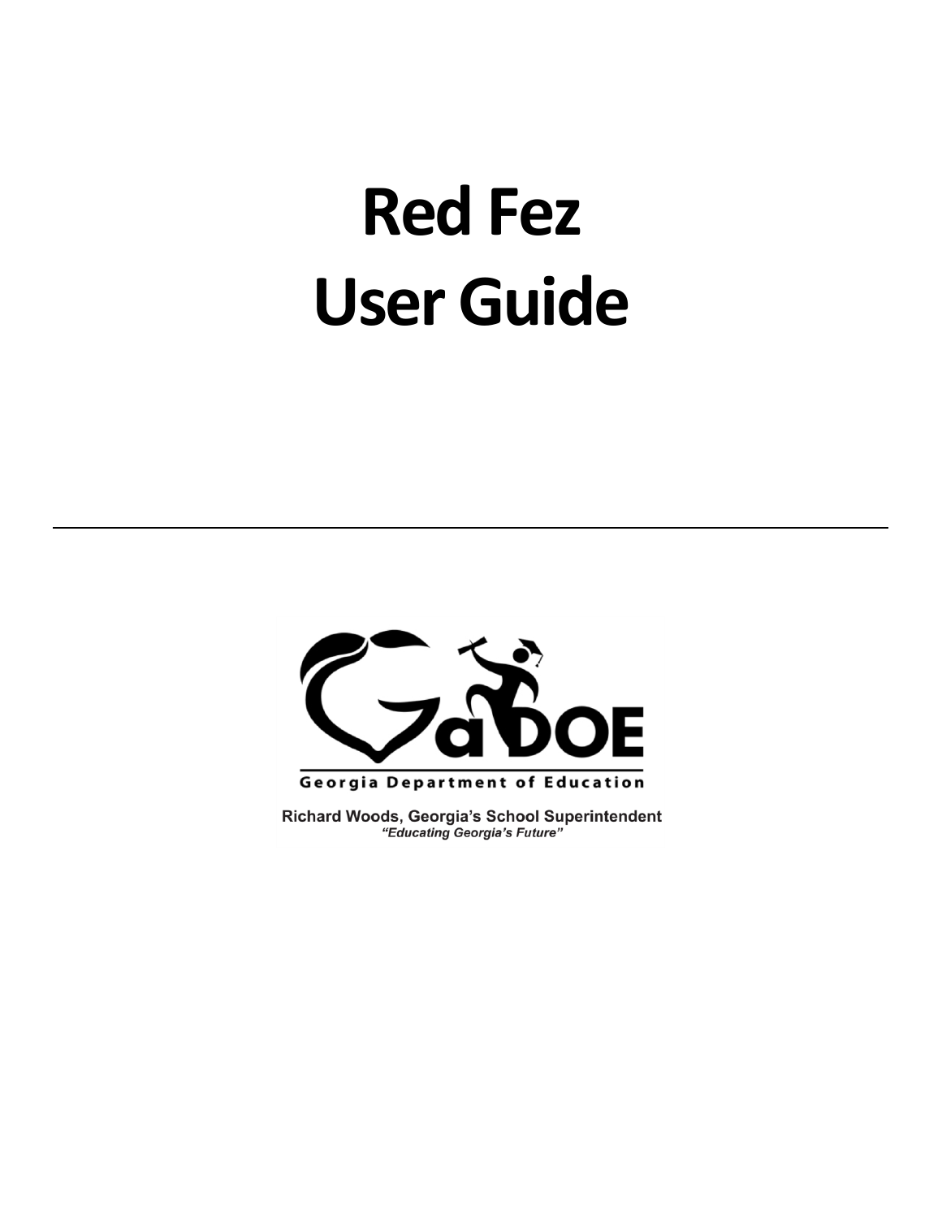# Red Fez User Guide

---

Georgia Department of Education

Richard Woods, Georgia's School Superintendent

*"Educating Georgia's Future"*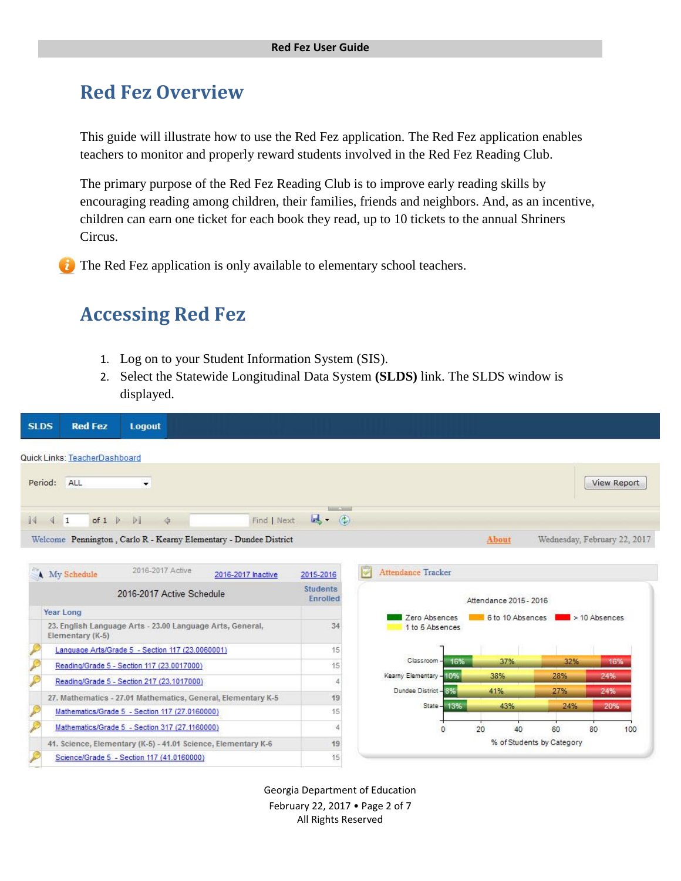# Red Fez Overview

This guide will illustrate how to use the Red Fez application. The Red Fez application enables teachers to monitor and properly reward students involved in the Red Fez Reading Club.

The primary purpose of the Red Fez Reading Club is to improve early reading skills by encouraging reading among children, their families, friends and neighbors. And, as an incentive, children can earn one ticket for each book they read, up to 10 tickets to the annual Shriners Circus.

The Red Fez application is only available to elementary school teachers.

# Accessing Red Fez

1. Log on to your Student Information System (SIS).
2. Select the Statewide Longitudinal Data System **(SLDS)** link. The SLDS window is displayed.

SLDS | Red Fez | Logout

Quick Links: TeacherDashboard

Period: ALL — View Report

Welcome Pennington , Carlo R - Kearny Elementary - Dundee District — About — Wednesday, February 22, 2017

My Schedule — 2016-2017 Active | 2016-2017 Inactive | 2015-2016

| 2016-2017 Active Schedule | Students Enrolled |
|---|---|
| **Year Long** | |
| 23. English Language Arts - 23.00 Language Arts, General, Elementary (K-5) | 34 |
| Language Arts/Grade 5 - Section 117 (23.0060001) | 15 |
| Reading/Grade 5 - Section 117 (23.0017000) | 15 |
| Reading/Grade 5 - Section 217 (23.1017000) | 4 |
| 27. Mathematics - 27.01 Mathematics, General, Elementary K-5 | 19 |
| Mathematics/Grade 5 - Section 117 (27.0160000) | 15 |
| Mathematics/Grade 5 - Section 317 (27.1160000) | 4 |
| 41. Science, Elementary (K-5) - 41.01 Science, Elementary K-6 | 19 |
| Science/Grade 5 - Section 117 (41.0160000) | 15 |

Attendance Tracker — Attendance 2015 - 2016

| | Zero Absences | 1 to 5 Absences | 6 to 10 Absences | > 10 Absences |
|---|---|---|---|---|
| Classroom | 16% | 37% | 32% | 16% |
| Kearny Elementary | 10% | 38% | 28% | 24% |
| Dundee District | 8% | 41% | 27% | 24% |
| State | 13% | 43% | 24% | 20% |

% of Students by Category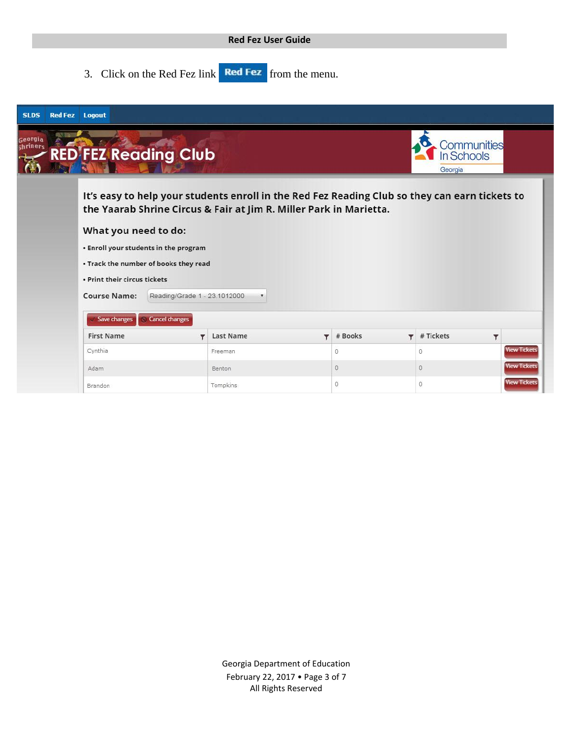3. Click on the Red Fez link **Red Fez** from the menu.

SLDS | Red Fez | Logout

Georgia Shriners **RED FEZ Reading Club** — Communities In Schools Georgia

**It's easy to help your students enroll in the Red Fez Reading Club so they can earn tickets to the Yaarab Shrine Circus & Fair at Jim R. Miller Park in Marietta.**

**What you need to do:**

- **Enroll your students in the program**
- **Track the number of books they read**
- **Print their circus tickets**

**Course Name:** Reading/Grade 1 - 23.1012000

Save changes | Cancel changes

| First Name | Last Name | # Books | # Tickets | |
|---|---|---|---|---|
| Cynthia | Freeman | 0 | 0 | View Tickets |
| Adam | Benton | 0 | 0 | View Tickets |
| Brandon | Tompkins | 0 | 0 | View Tickets |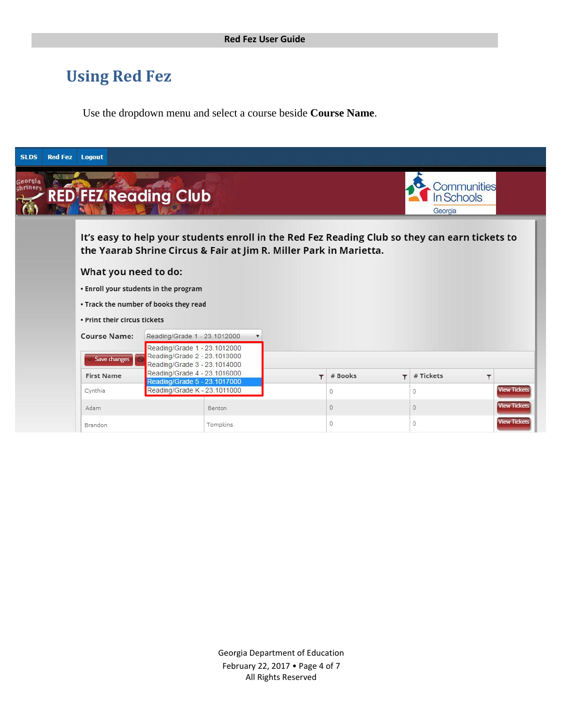# Using Red Fez

Use the dropdown menu and select a course beside **Course Name**.

SLDS | Red Fez | Logout

Georgia Shriners RED FEZ Reading Club

Communities In Schools Georgia

**It's easy to help your students enroll in the Red Fez Reading Club so they can earn tickets to the Yaarab Shrine Circus & Fair at Jim R. Miller Park in Marietta.**

**What you need to do:**

- **Enroll your students in the program**
- **Track the number of books they read**
- **Print their circus tickets**

**Course Name:** Reading/Grade 1 - 23.1012000

- Reading/Grade 1 - 23.1012000
- Reading/Grade 2 - 23.1013000
- Reading/Grade 3 - 23.1014000
- Reading/Grade 4 - 23.1016000
- Reading/Grade 5 - 23.1017000
- Reading/Grade K - 23.1011000

Save changes

| First Name | | # Books | # Tickets | |
|---|---|---|---|---|
| Cynthia | | 0 | 0 | View Tickets |
| Adam | Benton | 0 | 0 | View Tickets |
| Brandon | Tompkins | 0 | 0 | View Tickets |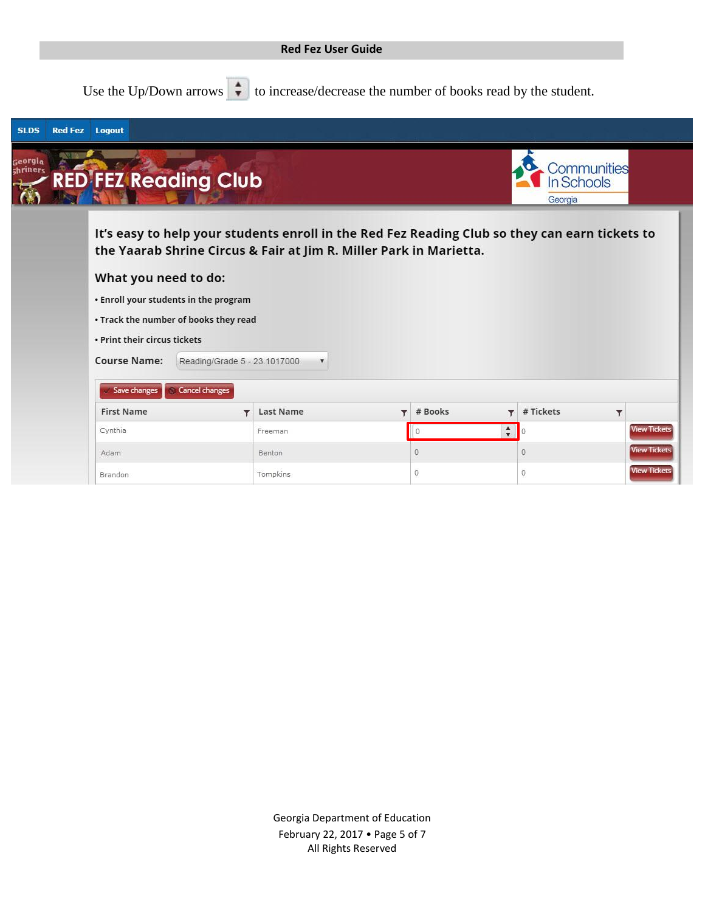Use the Up/Down arrows to increase/decrease the number of books read by the student.

SLDS | Red Fez | Logout

RED FEZ Reading Club

It's easy to help your students enroll in the Red Fez Reading Club so they can earn tickets to the Yaarab Shrine Circus & Fair at Jim R. Miller Park in Marietta.

What you need to do:

- Enroll your students in the program
- Track the number of books they read
- Print their circus tickets

Course Name: Reading/Grade 5 - 23.1017000

Save changes | Cancel changes

| First Name | Last Name | # Books | # Tickets | |
|---|---|---|---|---|
| Cynthia | Freeman | 0 | 0 | View Tickets |
| Adam | Benton | 0 | 0 | View Tickets |
| Brandon | Tompkins | 0 | 0 | View Tickets |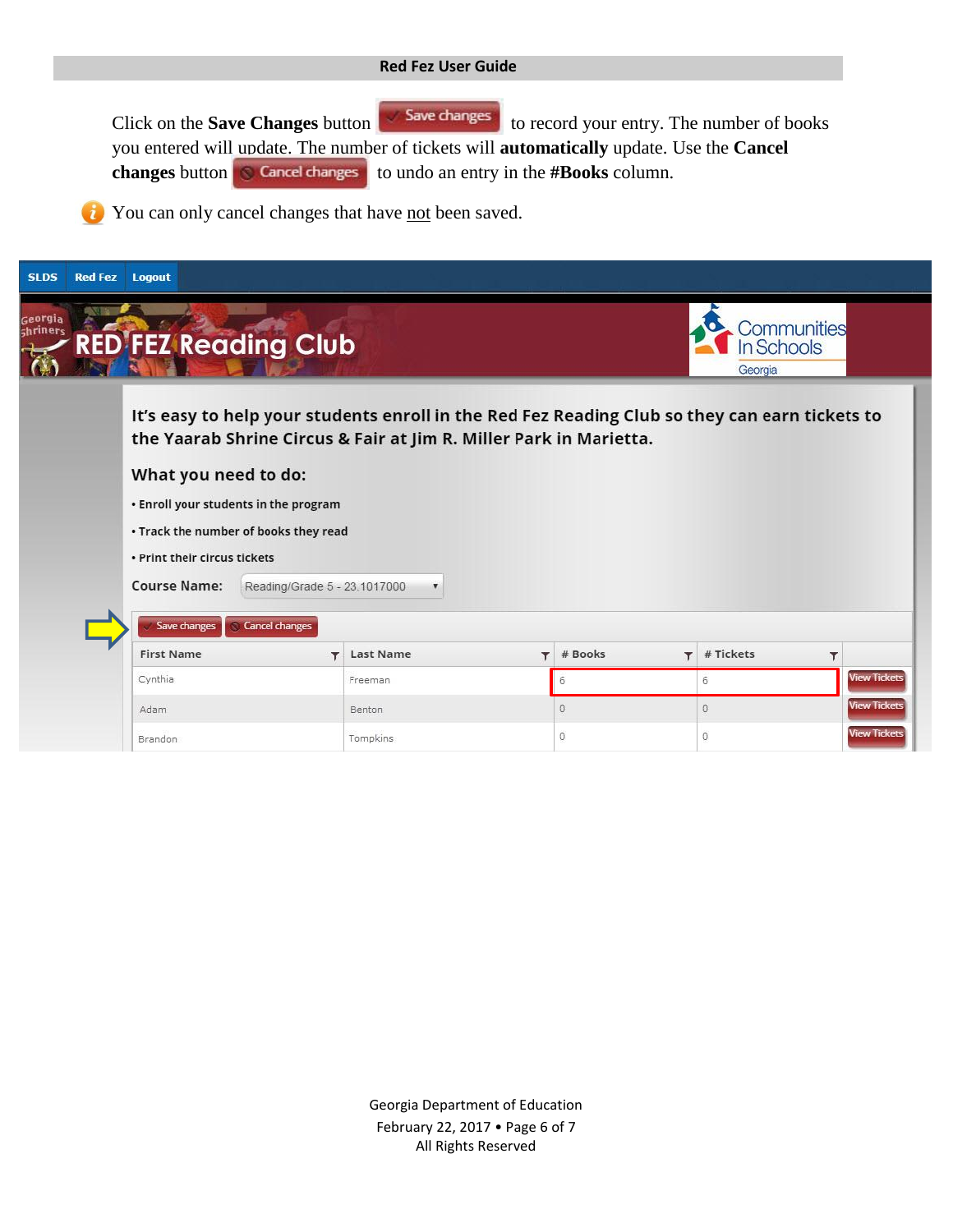Click on the **Save Changes** button Save changes to record your entry. The number of books you entered will update. The number of tickets will **automatically** update. Use the **Cancel changes** button Cancel changes to undo an entry in the **#Books** column.

You can only cancel changes that have not been saved.

SLDS Red Fez Logout

RED FEZ Reading Club

It's easy to help your students enroll in the Red Fez Reading Club so they can earn tickets to the Yaarab Shrine Circus & Fair at Jim R. Miller Park in Marietta.

What you need to do:

- Enroll your students in the program
- Track the number of books they read
- Print their circus tickets

Course Name: Reading/Grade 5 - 23.1017000

Save changes Cancel changes

| First Name | Last Name | # Books | # Tickets | |
|---|---|---|---|---|
| Cynthia | Freeman | 6 | 6 | View Tickets |
| Adam | Benton | 0 | 0 | View Tickets |
| Brandon | Tompkins | 0 | 0 | View Tickets |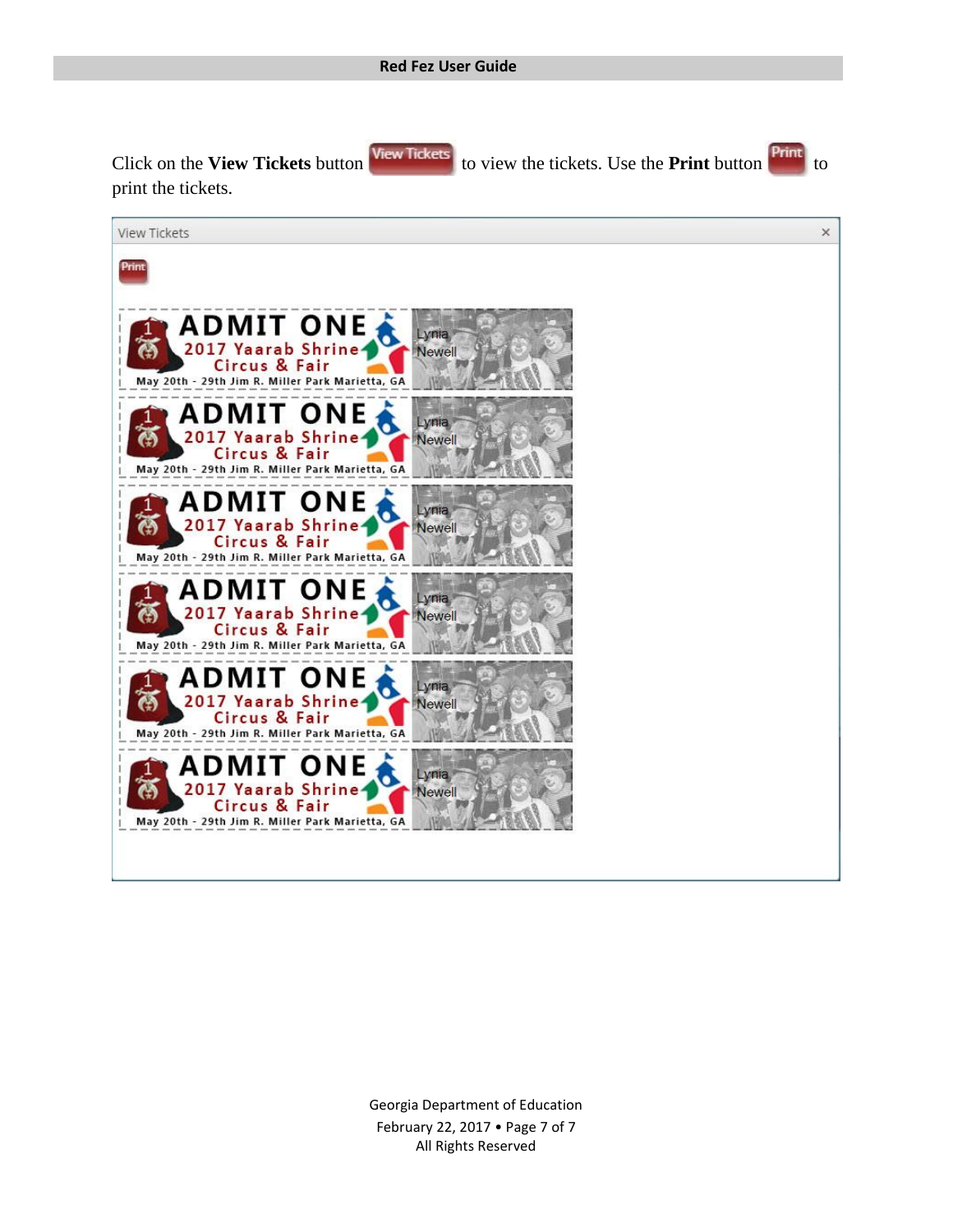Click on the **View Tickets** button to view the tickets. Use the **Print** button to print the tickets.